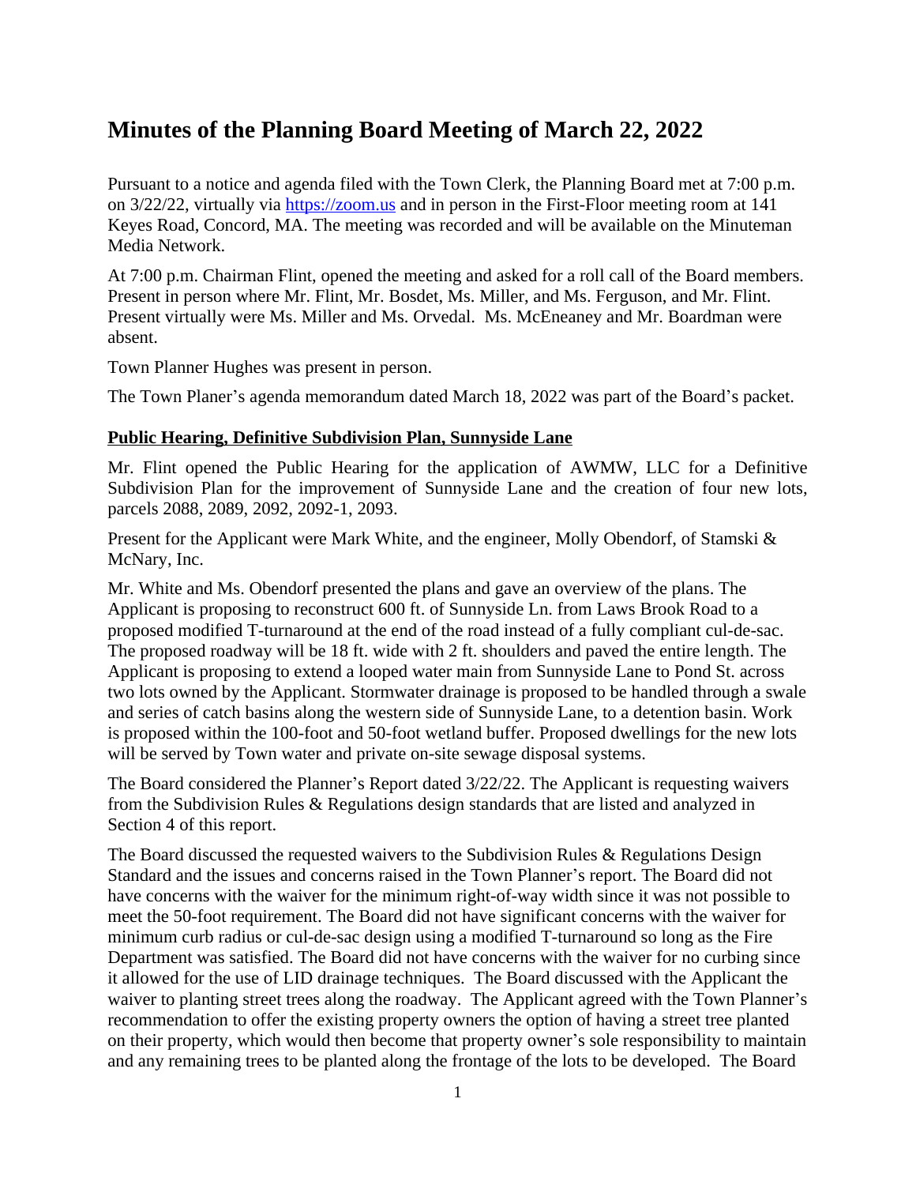# Minutes of the Planning Board Meeting of March 22, 2022

Pursuant to a notice and agenda filed with the Town Clerk, the Planning Board met at 7:00 p.m. on 3/22/22, virtually via https://zoom.us and in person in the First-Floor meeting room at 141 Keyes Road, Concord, MA. The meeting was recorded and will be available on the Minuteman Media Network.

At 7:00 p.m. Chairman Flint, opened the meeting and asked for a roll call of the Board members. Present in person where Mr. Flint, Mr. Bosdet, Ms. Miller, and Ms. Ferguson, and Mr. Flint. Present virtually were Ms. Miller and Ms. Orvedal. Ms. McEneaney and Mr. Boardman were absent.

Town Planner Hughes was present in person.

The Town Planer's agenda memorandum dated March 18, 2022 was part of the Board's packet.

**Public Hearing, Definitive Subdivision Plan, Sunnyside Lane**

Mr. Flint opened the Public Hearing for the application of AWMW, LLC for a Definitive Subdivision Plan for the improvement of Sunnyside Lane and the creation of four new lots, parcels 2088, 2089, 2092, 2092-1, 2093.

Present for the Applicant were Mark White, and the engineer, Molly Obendorf, of Stamski & McNary, Inc.

Mr. White and Ms. Obendorf presented the plans and gave an overview of the plans. The Applicant is proposing to reconstruct 600 ft. of Sunnyside Ln. from Laws Brook Road to a proposed modified T-turnaround at the end of the road instead of a fully compliant cul-de-sac. The proposed roadway will be 18 ft. wide with 2 ft. shoulders and paved the entire length. The Applicant is proposing to extend a looped water main from Sunnyside Lane to Pond St. across two lots owned by the Applicant. Stormwater drainage is proposed to be handled through a swale and series of catch basins along the western side of Sunnyside Lane, to a detention basin. Work is proposed within the 100-foot and 50-foot wetland buffer. Proposed dwellings for the new lots will be served by Town water and private on-site sewage disposal systems.

The Board considered the Planner's Report dated 3/22/22. The Applicant is requesting waivers from the Subdivision Rules & Regulations design standards that are listed and analyzed in Section 4 of this report.

The Board discussed the requested waivers to the Subdivision Rules & Regulations Design Standard and the issues and concerns raised in the Town Planner's report. The Board did not have concerns with the waiver for the minimum right-of-way width since it was not possible to meet the 50-foot requirement. The Board did not have significant concerns with the waiver for minimum curb radius or cul-de-sac design using a modified T-turnaround so long as the Fire Department was satisfied. The Board did not have concerns with the waiver for no curbing since it allowed for the use of LID drainage techniques. The Board discussed with the Applicant the waiver to planting street trees along the roadway. The Applicant agreed with the Town Planner's recommendation to offer the existing property owners the option of having a street tree planted on their property, which would then become that property owner's sole responsibility to maintain and any remaining trees to be planted along the frontage of the lots to be developed. The Board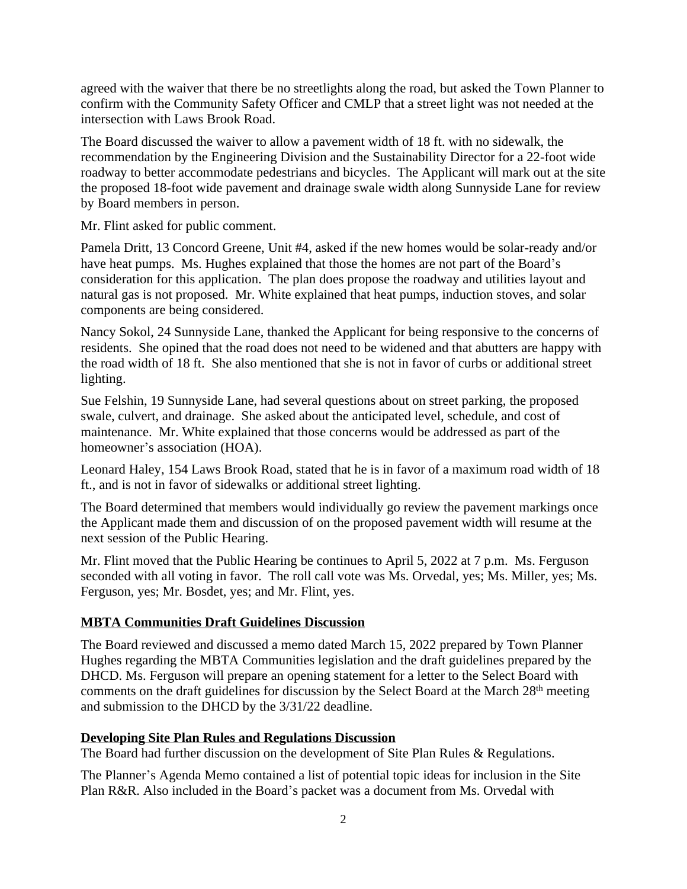agreed with the waiver that there be no streetlights along the road, but asked the Town Planner to confirm with the Community Safety Officer and CMLP that a street light was not needed at the intersection with Laws Brook Road.

The Board discussed the waiver to allow a pavement width of 18 ft. with no sidewalk, the recommendation by the Engineering Division and the Sustainability Director for a 22-foot wide roadway to better accommodate pedestrians and bicycles. The Applicant will mark out at the site the proposed 18-foot wide pavement and drainage swale width along Sunnyside Lane for review by Board members in person.

Mr. Flint asked for public comment.

Pamela Dritt, 13 Concord Greene, Unit #4, asked if the new homes would be solar-ready and/or have heat pumps. Ms. Hughes explained that those the homes are not part of the Board's consideration for this application. The plan does propose the roadway and utilities layout and natural gas is not proposed. Mr. White explained that heat pumps, induction stoves, and solar components are being considered.

Nancy Sokol, 24 Sunnyside Lane, thanked the Applicant for being responsive to the concerns of residents. She opined that the road does not need to be widened and that abutters are happy with the road width of 18 ft. She also mentioned that she is not in favor of curbs or additional street lighting.

Sue Felshin, 19 Sunnyside Lane, had several questions about on street parking, the proposed swale, culvert, and drainage. She asked about the anticipated level, schedule, and cost of maintenance. Mr. White explained that those concerns would be addressed as part of the homeowner's association (HOA).

Leonard Haley, 154 Laws Brook Road, stated that he is in favor of a maximum road width of 18 ft., and is not in favor of sidewalks or additional street lighting.

The Board determined that members would individually go review the pavement markings once the Applicant made them and discussion of on the proposed pavement width will resume at the next session of the Public Hearing.

Mr. Flint moved that the Public Hearing be continues to April 5, 2022 at 7 p.m. Ms. Ferguson seconded with all voting in favor. The roll call vote was Ms. Orvedal, yes; Ms. Miller, yes; Ms. Ferguson, yes; Mr. Bosdet, yes; and Mr. Flint, yes.

**MBTA Communities Draft Guidelines Discussion**

The Board reviewed and discussed a memo dated March 15, 2022 prepared by Town Planner Hughes regarding the MBTA Communities legislation and the draft guidelines prepared by the DHCD. Ms. Ferguson will prepare an opening statement for a letter to the Select Board with comments on the draft guidelines for discussion by the Select Board at the March 28th meeting and submission to the DHCD by the 3/31/22 deadline.

**Developing Site Plan Rules and Regulations Discussion**

The Board had further discussion on the development of Site Plan Rules & Regulations.

The Planner's Agenda Memo contained a list of potential topic ideas for inclusion in the Site Plan R&R. Also included in the Board's packet was a document from Ms. Orvedal with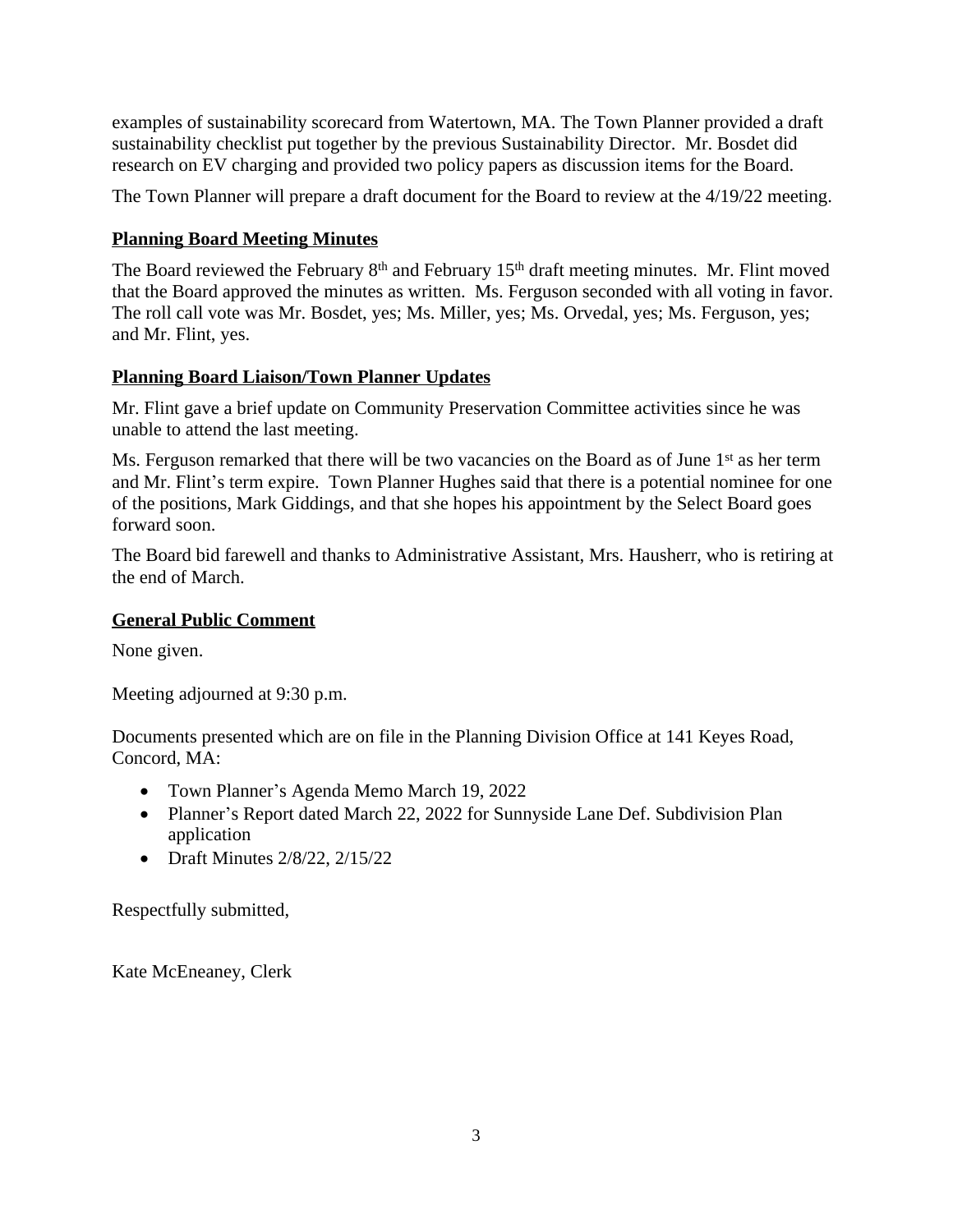examples of sustainability scorecard from Watertown, MA. The Town Planner provided a draft sustainability checklist put together by the previous Sustainability Director. Mr. Bosdet did research on EV charging and provided two policy papers as discussion items for the Board.

The Town Planner will prepare a draft document for the Board to review at the 4/19/22 meeting.

## Planning Board Meeting Minutes

The Board reviewed the February 8th and February 15th draft meeting minutes. Mr. Flint moved that the Board approved the minutes as written. Ms. Ferguson seconded with all voting in favor. The roll call vote was Mr. Bosdet, yes; Ms. Miller, yes; Ms. Orvedal, yes; Ms. Ferguson, yes; and Mr. Flint, yes.

## Planning Board Liaison/Town Planner Updates

Mr. Flint gave a brief update on Community Preservation Committee activities since he was unable to attend the last meeting.

Ms. Ferguson remarked that there will be two vacancies on the Board as of June 1st as her term and Mr. Flint's term expire. Town Planner Hughes said that there is a potential nominee for one of the positions, Mark Giddings, and that she hopes his appointment by the Select Board goes forward soon.

The Board bid farewell and thanks to Administrative Assistant, Mrs. Hausherr, who is retiring at the end of March.

## General Public Comment

None given.

Meeting adjourned at 9:30 p.m.

Documents presented which are on file in the Planning Division Office at 141 Keyes Road, Concord, MA:

- Town Planner's Agenda Memo March 19, 2022
- Planner's Report dated March 22, 2022 for Sunnyside Lane Def. Subdivision Plan application
- Draft Minutes 2/8/22, 2/15/22

Respectfully submitted,

Kate McEneaney, Clerk